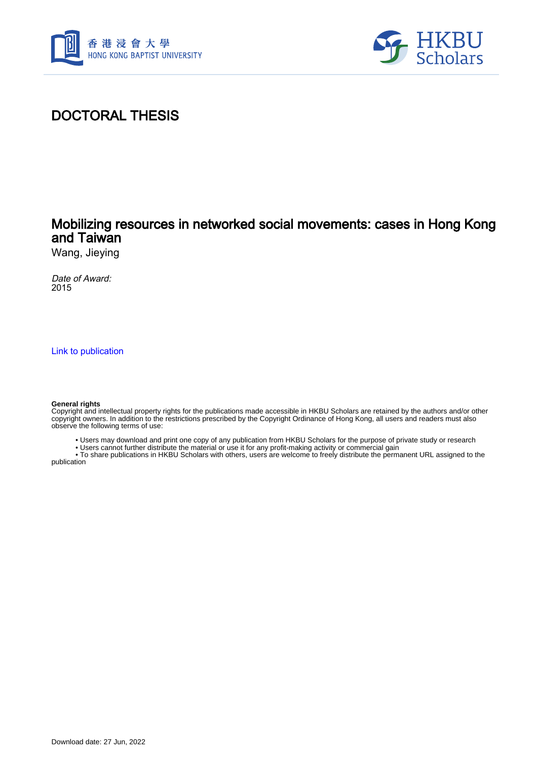香港浸會大學
HONG KONG BAPTIST UNIVERSITY

HKBU Scholars

# DOCTORAL THESIS

## Mobilizing resources in networked social movements: cases in Hong Kong and Taiwan

Wang, Jieying

*Date of Award:*
2015

Link to publication

**General rights**
Copyright and intellectual property rights for the publications made accessible in HKBU Scholars are retained by the authors and/or other copyright owners. In addition to the restrictions prescribed by the Copyright Ordinance of Hong Kong, all users and readers must also observe the following terms of use:

- Users may download and print one copy of any publication from HKBU Scholars for the purpose of private study or research
- Users cannot further distribute the material or use it for any profit-making activity or commercial gain
- To share publications in HKBU Scholars with others, users are welcome to freely distribute the permanent URL assigned to the publication

Download date: 27 Jun, 2022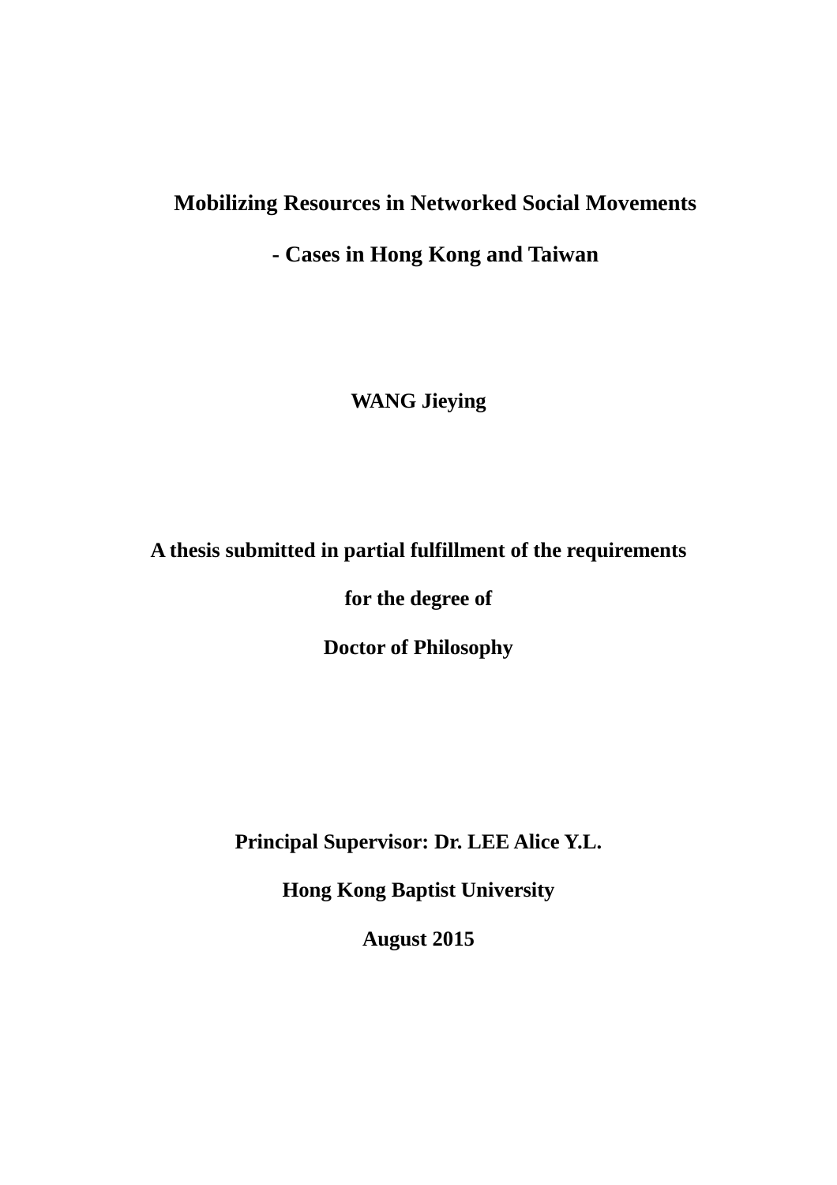# Mobilizing Resources in Networked Social Movements

## - Cases in Hong Kong and Taiwan

**WANG Jieying**

**A thesis submitted in partial fulfillment of the requirements**

**for the degree of**

**Doctor of Philosophy**

**Principal Supervisor: Dr. LEE Alice Y.L.**

**Hong Kong Baptist University**

**August 2015**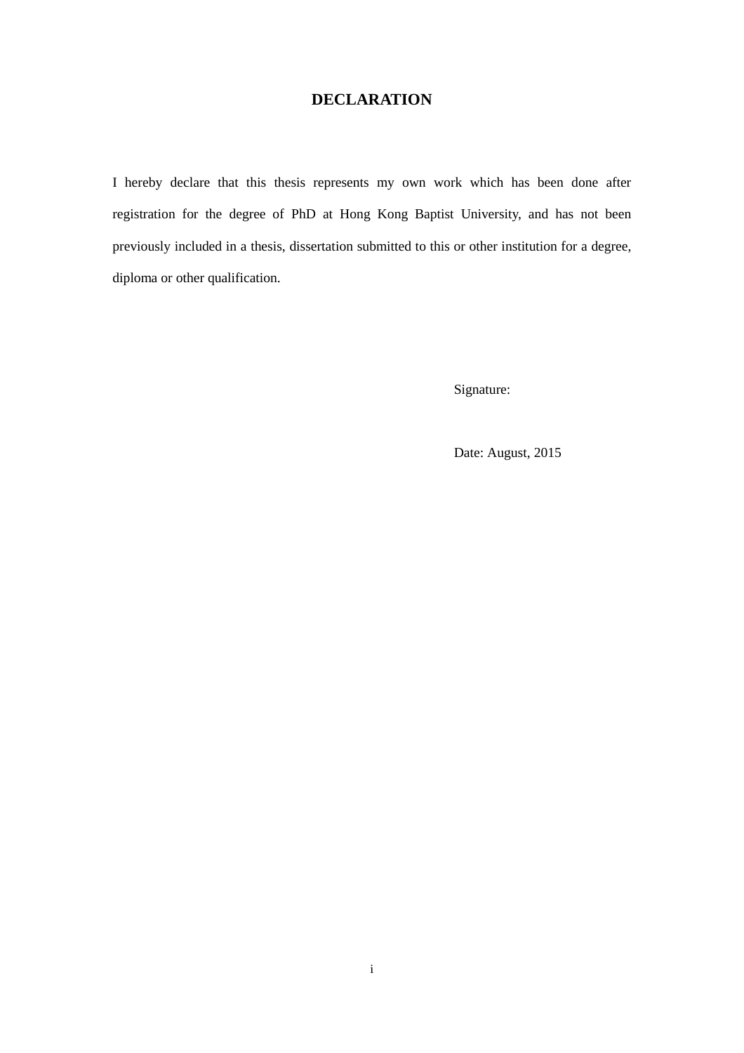# DECLARATION

I hereby declare that this thesis represents my own work which has been done after registration for the degree of PhD at Hong Kong Baptist University, and has not been previously included in a thesis, dissertation submitted to this or other institution for a degree, diploma or other qualification.

Signature:

Date: August, 2015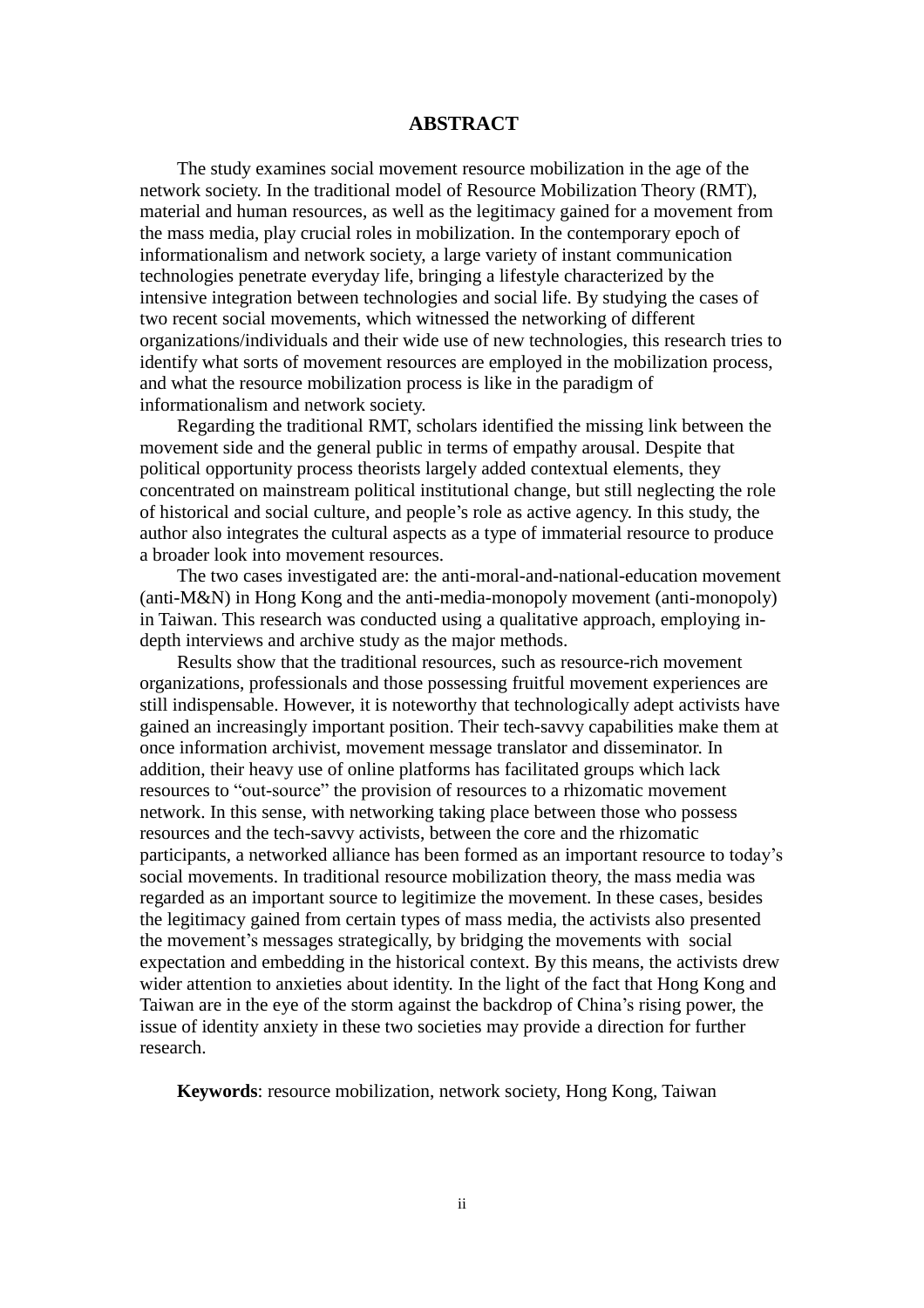# ABSTRACT

The study examines social movement resource mobilization in the age of the network society. In the traditional model of Resource Mobilization Theory (RMT), material and human resources, as well as the legitimacy gained for a movement from the mass media, play crucial roles in mobilization. In the contemporary epoch of informationalism and network society, a large variety of instant communication technologies penetrate everyday life, bringing a lifestyle characterized by the intensive integration between technologies and social life. By studying the cases of two recent social movements, which witnessed the networking of different organizations/individuals and their wide use of new technologies, this research tries to identify what sorts of movement resources are employed in the mobilization process, and what the resource mobilization process is like in the paradigm of informationalism and network society.

Regarding the traditional RMT, scholars identified the missing link between the movement side and the general public in terms of empathy arousal. Despite that political opportunity process theorists largely added contextual elements, they concentrated on mainstream political institutional change, but still neglecting the role of historical and social culture, and people's role as active agency. In this study, the author also integrates the cultural aspects as a type of immaterial resource to produce a broader look into movement resources.

The two cases investigated are: the anti-moral-and-national-education movement (anti-M&N) in Hong Kong and the anti-media-monopoly movement (anti-monopoly) in Taiwan. This research was conducted using a qualitative approach, employing in-depth interviews and archive study as the major methods.

Results show that the traditional resources, such as resource-rich movement organizations, professionals and those possessing fruitful movement experiences are still indispensable. However, it is noteworthy that technologically adept activists have gained an increasingly important position. Their tech-savvy capabilities make them at once information archivist, movement message translator and disseminator. In addition, their heavy use of online platforms has facilitated groups which lack resources to "out-source" the provision of resources to a rhizomatic movement network. In this sense, with networking taking place between those who possess resources and the tech-savvy activists, between the core and the rhizomatic participants, a networked alliance has been formed as an important resource to today's social movements. In traditional resource mobilization theory, the mass media was regarded as an important source to legitimize the movement. In these cases, besides the legitimacy gained from certain types of mass media, the activists also presented the movement's messages strategically, by bridging the movements with social expectation and embedding in the historical context. By this means, the activists drew wider attention to anxieties about identity. In the light of the fact that Hong Kong and Taiwan are in the eye of the storm against the backdrop of China's rising power, the issue of identity anxiety in these two societies may provide a direction for further research.

**Keywords**: resource mobilization, network society, Hong Kong, Taiwan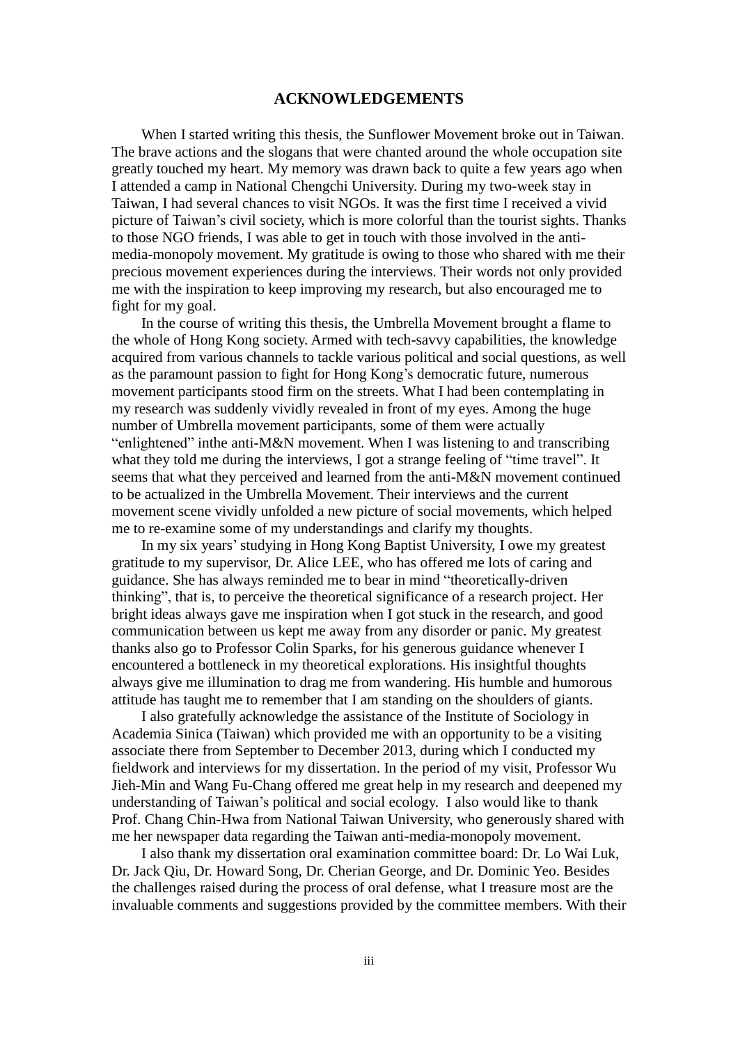# ACKNOWLEDGEMENTS

When I started writing this thesis, the Sunflower Movement broke out in Taiwan. The brave actions and the slogans that were chanted around the whole occupation site greatly touched my heart. My memory was drawn back to quite a few years ago when I attended a camp in National Chengchi University. During my two-week stay in Taiwan, I had several chances to visit NGOs. It was the first time I received a vivid picture of Taiwan's civil society, which is more colorful than the tourist sights. Thanks to those NGO friends, I was able to get in touch with those involved in the anti-media-monopoly movement. My gratitude is owing to those who shared with me their precious movement experiences during the interviews. Their words not only provided me with the inspiration to keep improving my research, but also encouraged me to fight for my goal.

In the course of writing this thesis, the Umbrella Movement brought a flame to the whole of Hong Kong society. Armed with tech-savvy capabilities, the knowledge acquired from various channels to tackle various political and social questions, as well as the paramount passion to fight for Hong Kong's democratic future, numerous movement participants stood firm on the streets. What I had been contemplating in my research was suddenly vividly revealed in front of my eyes. Among the huge number of Umbrella movement participants, some of them were actually "enlightened" inthe anti-M&N movement. When I was listening to and transcribing what they told me during the interviews, I got a strange feeling of "time travel". It seems that what they perceived and learned from the anti-M&N movement continued to be actualized in the Umbrella Movement. Their interviews and the current movement scene vividly unfolded a new picture of social movements, which helped me to re-examine some of my understandings and clarify my thoughts.

In my six years' studying in Hong Kong Baptist University, I owe my greatest gratitude to my supervisor, Dr. Alice LEE, who has offered me lots of caring and guidance. She has always reminded me to bear in mind "theoretically-driven thinking", that is, to perceive the theoretical significance of a research project. Her bright ideas always gave me inspiration when I got stuck in the research, and good communication between us kept me away from any disorder or panic. My greatest thanks also go to Professor Colin Sparks, for his generous guidance whenever I encountered a bottleneck in my theoretical explorations. His insightful thoughts always give me illumination to drag me from wandering. His humble and humorous attitude has taught me to remember that I am standing on the shoulders of giants.

I also gratefully acknowledge the assistance of the Institute of Sociology in Academia Sinica (Taiwan) which provided me with an opportunity to be a visiting associate there from September to December 2013, during which I conducted my fieldwork and interviews for my dissertation. In the period of my visit, Professor Wu Jieh-Min and Wang Fu-Chang offered me great help in my research and deepened my understanding of Taiwan's political and social ecology. I also would like to thank Prof. Chang Chin-Hwa from National Taiwan University, who generously shared with me her newspaper data regarding the Taiwan anti-media-monopoly movement.

I also thank my dissertation oral examination committee board: Dr. Lo Wai Luk, Dr. Jack Qiu, Dr. Howard Song, Dr. Cherian George, and Dr. Dominic Yeo. Besides the challenges raised during the process of oral defense, what I treasure most are the invaluable comments and suggestions provided by the committee members. With their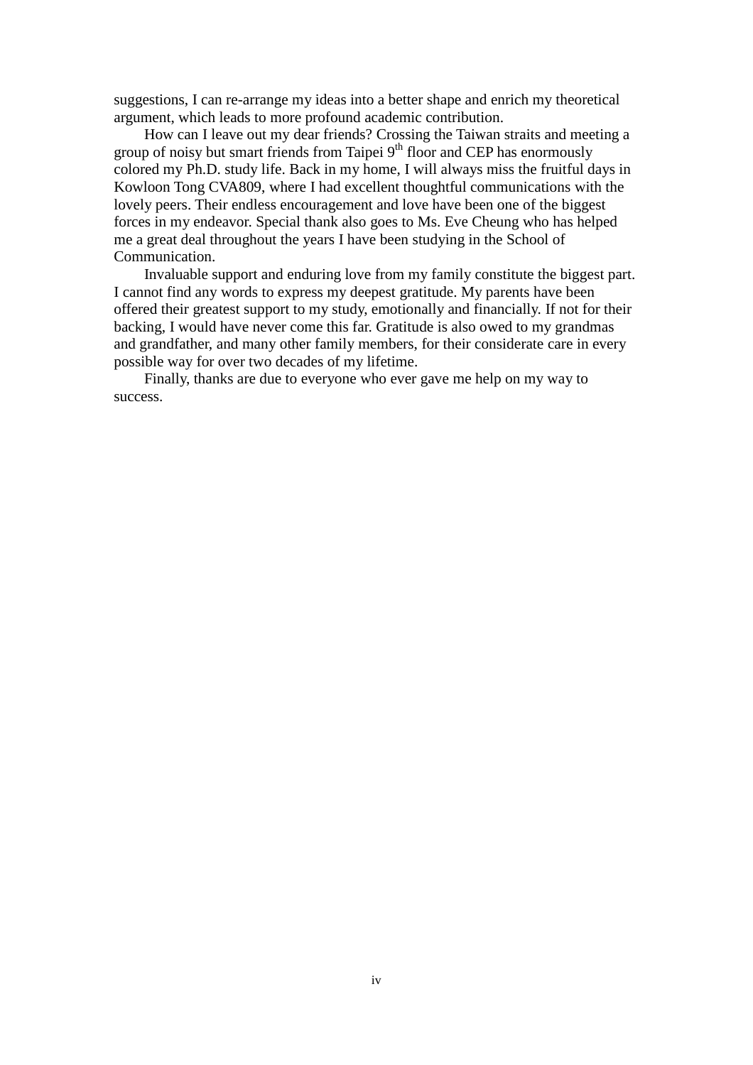suggestions, I can re-arrange my ideas into a better shape and enrich my theoretical argument, which leads to more profound academic contribution.

How can I leave out my dear friends? Crossing the Taiwan straits and meeting a group of noisy but smart friends from Taipei 9th floor and CEP has enormously colored my Ph.D. study life. Back in my home, I will always miss the fruitful days in Kowloon Tong CVA809, where I had excellent thoughtful communications with the lovely peers. Their endless encouragement and love have been one of the biggest forces in my endeavor. Special thank also goes to Ms. Eve Cheung who has helped me a great deal throughout the years I have been studying in the School of Communication.

Invaluable support and enduring love from my family constitute the biggest part. I cannot find any words to express my deepest gratitude. My parents have been offered their greatest support to my study, emotionally and financially. If not for their backing, I would have never come this far. Gratitude is also owed to my grandmas and grandfather, and many other family members, for their considerate care in every possible way for over two decades of my lifetime.

Finally, thanks are due to everyone who ever gave me help on my way to success.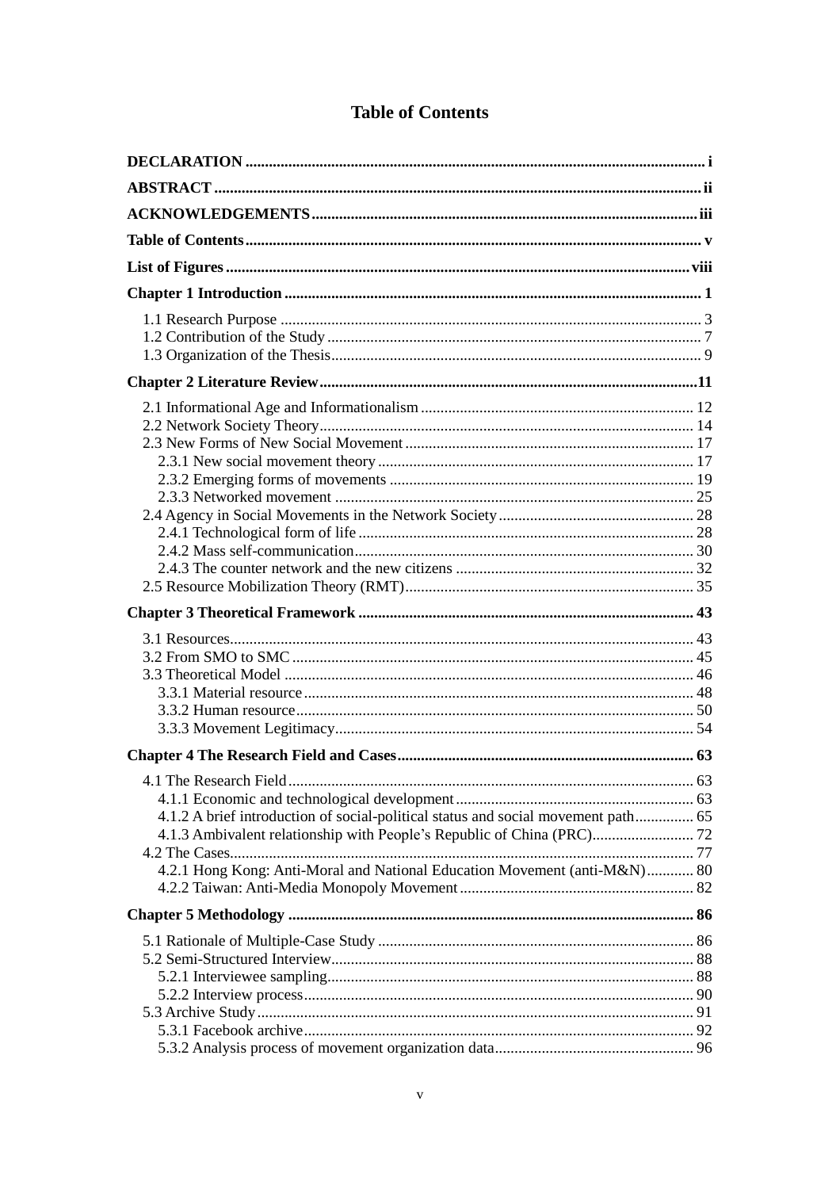# Table of Contents

**DECLARATION** .......... i

**ABSTRACT** .......... ii

**ACKNOWLEDGEMENTS** .......... iii

**Table of Contents** .......... v

**List of Figures** .......... viii

**Chapter 1 Introduction** .......... 1

- 1.1 Research Purpose .......... 3
- 1.2 Contribution of the Study .......... 7
- 1.3 Organization of the Thesis .......... 9

**Chapter 2 Literature Review** .......... 11

- 2.1 Informational Age and Informationalism .......... 12
- 2.2 Network Society Theory .......... 14
- 2.3 New Forms of New Social Movement .......... 17
  - 2.3.1 New social movement theory .......... 17
  - 2.3.2 Emerging forms of movements .......... 19
  - 2.3.3 Networked movement .......... 25
- 2.4 Agency in Social Movements in the Network Society .......... 28
  - 2.4.1 Technological form of life .......... 28
  - 2.4.2 Mass self-communication .......... 30
  - 2.4.3 The counter network and the new citizens .......... 32
- 2.5 Resource Mobilization Theory (RMT) .......... 35

**Chapter 3 Theoretical Framework** .......... 43

- 3.1 Resources .......... 43
- 3.2 From SMO to SMC .......... 45
- 3.3 Theoretical Model .......... 46
  - 3.3.1 Material resource .......... 48
  - 3.3.2 Human resource .......... 50
  - 3.3.3 Movement Legitimacy .......... 54

**Chapter 4 The Research Field and Cases** .......... 63

- 4.1 The Research Field .......... 63
  - 4.1.1 Economic and technological development .......... 63
  - 4.1.2 A brief introduction of social-political status and social movement path .......... 65
  - 4.1.3 Ambivalent relationship with People's Republic of China (PRC) .......... 72
- 4.2 The Cases .......... 77
  - 4.2.1 Hong Kong: Anti-Moral and National Education Movement (anti-M&N) .......... 80
  - 4.2.2 Taiwan: Anti-Media Monopoly Movement .......... 82

**Chapter 5 Methodology** .......... 86

- 5.1 Rationale of Multiple-Case Study .......... 86
- 5.2 Semi-Structured Interview .......... 88
  - 5.2.1 Interviewee sampling .......... 88
  - 5.2.2 Interview process .......... 90
- 5.3 Archive Study .......... 91
  - 5.3.1 Facebook archive .......... 92
  - 5.3.2 Analysis process of movement organization data .......... 96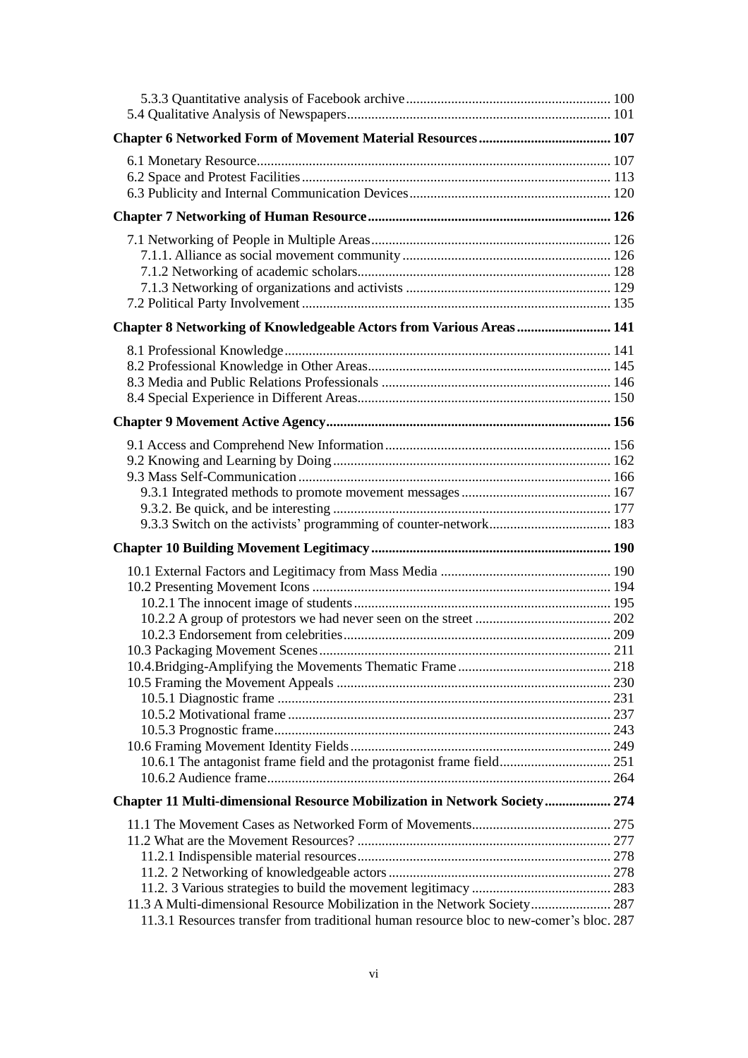5.3.3 Quantitative analysis of Facebook archive ........................................................ 100
5.4 Qualitative Analysis of Newspapers ........................................................................ 101

**Chapter 6 Networked Form of Movement Material Resources ..................................... 107**

6.1 Monetary Resource ................................................................................................. 107
6.2 Space and Protest Facilities ..................................................................................... 113
6.3 Publicity and Internal Communication Devices ........................................................ 120

**Chapter 7 Networking of Human Resource .................................................................... 126**

7.1 Networking of People in Multiple Areas .................................................................. 126
7.1.1. Alliance as social movement community ............................................................. 126
7.1.2 Networking of academic scholars ......................................................................... 128
7.1.3 Networking of organizations and activists ............................................................ 129
7.2 Political Party Involvement ...................................................................................... 135

**Chapter 8 Networking of Knowledgeable Actors from Various Areas .......................... 141**

8.1 Professional Knowledge .......................................................................................... 141
8.2 Professional Knowledge in Other Areas ................................................................... 145
8.3 Media and Public Relations Professionals ............................................................... 146
8.4 Special Experience in Different Areas ...................................................................... 150

**Chapter 9 Movement Active Agency ................................................................................ 156**

9.1 Access and Comprehend New Information .............................................................. 156
9.2 Knowing and Learning by Doing ............................................................................. 162
9.3 Mass Self-Communication ....................................................................................... 166
9.3.1 Integrated methods to promote movement messages ............................................ 167
9.3.2. Be quick, and be interesting ................................................................................ 177
9.3.3 Switch on the activists' programming of counter-network .................................... 183

**Chapter 10 Building Movement Legitimacy .................................................................... 190**

10.1 External Factors and Legitimacy from Mass Media ............................................... 190
10.2 Presenting Movement Icons ................................................................................... 194
10.2.1 The innocent image of students .......................................................................... 195
10.2.2 A group of protestors we had never seen on the street ....................................... 202
10.2.3 Endorsement from celebrities ............................................................................. 209
10.3 Packaging Movement Scenes .................................................................................. 211
10.4.Bridging-Amplifying the Movements Thematic Frame ........................................... 218
10.5 Framing the Movement Appeals ............................................................................. 230
10.5.1 Diagnostic frame ................................................................................................ 231
10.5.2 Motivational frame ............................................................................................. 237
10.5.3 Prognostic frame ................................................................................................. 243
10.6 Framing Movement Identity Fields ......................................................................... 249
10.6.1 The antagonist frame field and the protagonist frame field ................................. 251
10.6.2 Audience frame ................................................................................................... 264

**Chapter 11 Multi-dimensional Resource Mobilization in Network Society .................. 274**

11.1 The Movement Cases as Networked Form of Movements ........................................ 275
11.2 What are the Movement Resources? ........................................................................ 277
11.2.1 Indispensible material resources ......................................................................... 278
11.2. 2 Networking of knowledgeable actors ................................................................. 278
11.2. 3 Various strategies to build the movement legitimacy .......................................... 283
11.3 A Multi-dimensional Resource Mobilization in the Network Society ...................... 287
11.3.1 Resources transfer from traditional human resource bloc to new-comer's bloc. 287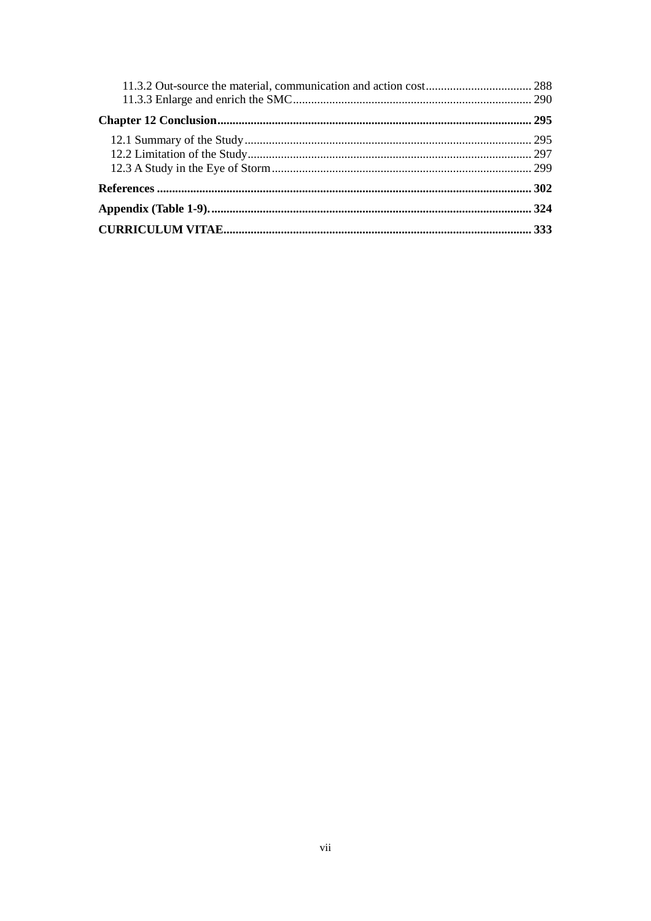11.3.2 Out-source the material, communication and action cost .................................. 288
11.3.3 Enlarge and enrich the SMC .............................................................................. 290

**Chapter 12 Conclusion ....................................................................................................... 295**

12.1 Summary of the Study .............................................................................................. 295
12.2 Limitation of the Study ............................................................................................. 297
12.3 A Study in the Eye of Storm ..................................................................................... 299

**References ........................................................................................................................... 302**

**Appendix (Table 1-9). ......................................................................................................... 324**

**CURRICULUM VITAE ..................................................................................................... 333**